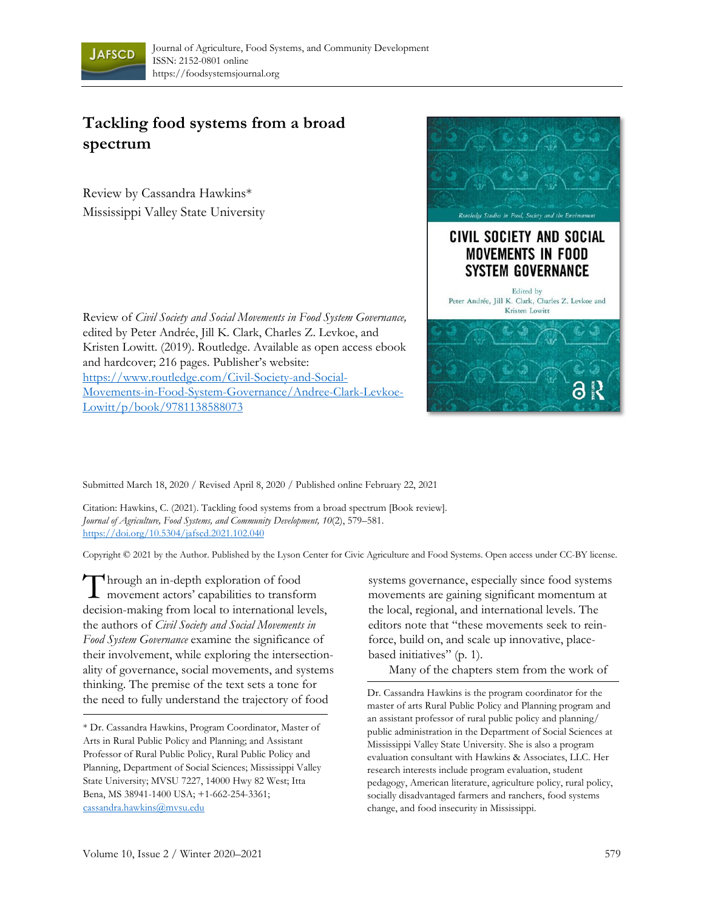Journal of Agriculture, Food Systems, and Community Development
ISSN: 2152-0801 online
https://foodsystemsjournal.org

# Tackling food systems from a broad spectrum

Review by Cassandra Hawkins*
Mississippi Valley State University

Review of *Civil Society and Social Movements in Food System Governance,* edited by Peter Andrée, Jill K. Clark, Charles Z. Levkoe, and Kristen Lowitt. (2019). Routledge. Available as open access ebook and hardcover; 216 pages. Publisher's website: https://www.routledge.com/Civil-Society-and-Social-Movements-in-Food-System-Governance/Andree-Clark-Levkoe-Lowitt/p/book/9781138588073

Submitted March 18, 2020 / Revised April 8, 2020 / Published online February 22, 2021

Citation: Hawkins, C. (2021). Tackling food systems from a broad spectrum [Book review]. *Journal of Agriculture, Food Systems, and Community Development, 10*(2), 579–581. https://doi.org/10.5304/jafscd.2021.102.040

Copyright © 2021 by the Author. Published by the Lyson Center for Civic Agriculture and Food Systems. Open access under CC-BY license.

Through an in-depth exploration of food movement actors' capabilities to transform decision-making from local to international levels, the authors of *Civil Society and Social Movements in Food System Governance* examine the significance of their involvement, while exploring the intersectionality of governance, social movements, and systems thinking. The premise of the text sets a tone for the need to fully understand the trajectory of food systems governance, especially since food systems movements are gaining significant momentum at the local, regional, and international levels. The editors note that "these movements seek to reinforce, build on, and scale up innovative, place-based initiatives" (p. 1).

Many of the chapters stem from the work of

---

\* Dr. Cassandra Hawkins, Program Coordinator, Master of Arts in Rural Public Policy and Planning; and Assistant Professor of Rural Public Policy, Rural Public Policy and Planning, Department of Social Sciences; Mississippi Valley State University; MVSU 7227, 14000 Hwy 82 West; Itta Bena, MS 38941-1400 USA; +1-662-254-3361; cassandra.hawkins@mvsu.edu

Dr. Cassandra Hawkins is the program coordinator for the master of arts Rural Public Policy and Planning program and an assistant professor of rural public policy and planning/public administration in the Department of Social Sciences at Mississippi Valley State University. She is also a program evaluation consultant with Hawkins & Associates, LLC. Her research interests include program evaluation, student pedagogy, American literature, agriculture policy, rural policy, socially disadvantaged farmers and ranchers, food systems change, and food insecurity in Mississippi.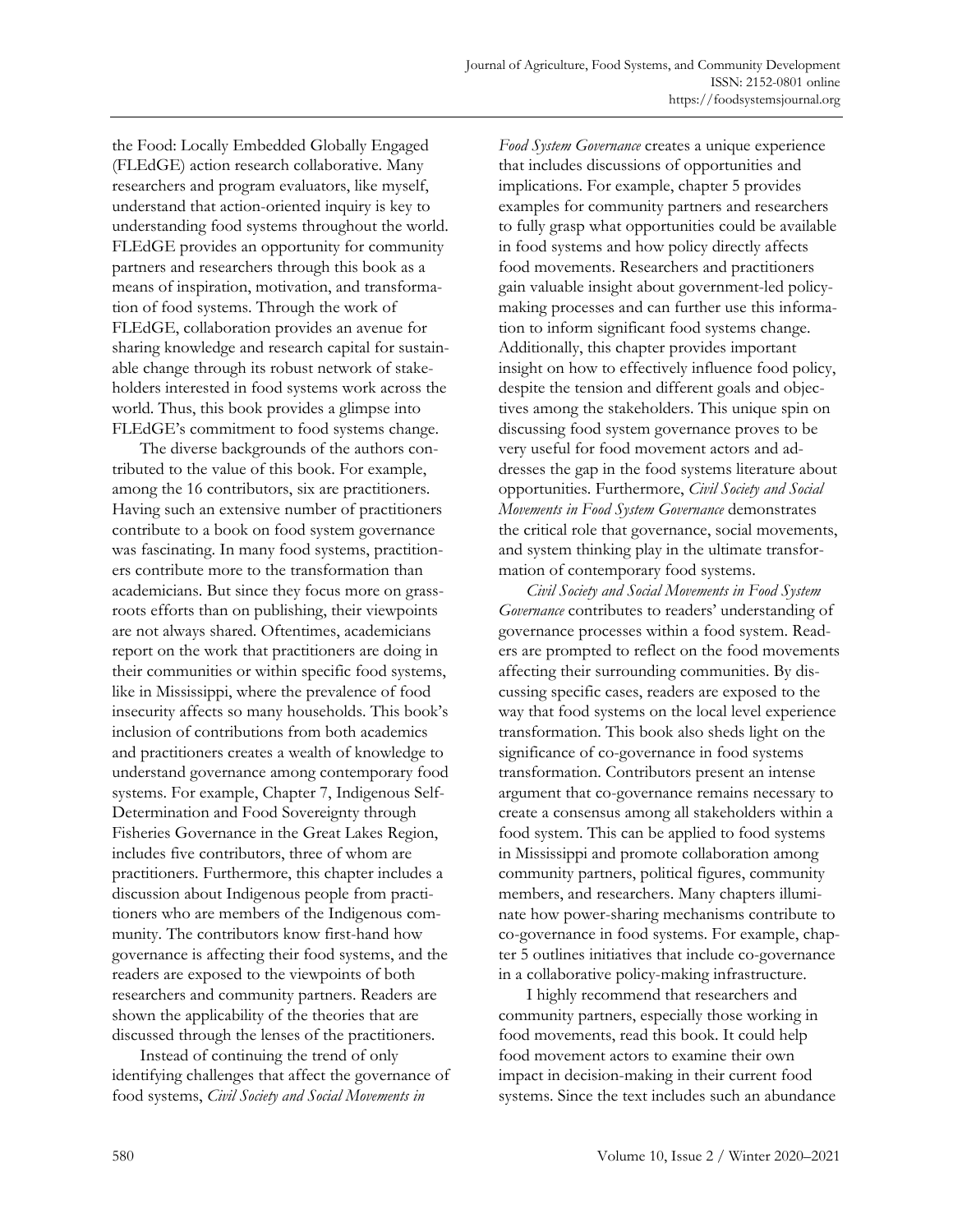the Food: Locally Embedded Globally Engaged (FLEdGE) action research collaborative. Many researchers and program evaluators, like myself, understand that action-oriented inquiry is key to understanding food systems throughout the world. FLEdGE provides an opportunity for community partners and researchers through this book as a means of inspiration, motivation, and transformation of food systems. Through the work of FLEdGE, collaboration provides an avenue for sharing knowledge and research capital for sustainable change through its robust network of stakeholders interested in food systems work across the world. Thus, this book provides a glimpse into FLEdGE's commitment to food systems change.

The diverse backgrounds of the authors contributed to the value of this book. For example, among the 16 contributors, six are practitioners. Having such an extensive number of practitioners contribute to a book on food system governance was fascinating. In many food systems, practitioners contribute more to the transformation than academicians. But since they focus more on grassroots efforts than on publishing, their viewpoints are not always shared. Oftentimes, academicians report on the work that practitioners are doing in their communities or within specific food systems, like in Mississippi, where the prevalence of food insecurity affects so many households. This book's inclusion of contributions from both academics and practitioners creates a wealth of knowledge to understand governance among contemporary food systems. For example, Chapter 7, Indigenous Self-Determination and Food Sovereignty through Fisheries Governance in the Great Lakes Region, includes five contributors, three of whom are practitioners. Furthermore, this chapter includes a discussion about Indigenous people from practitioners who are members of the Indigenous community. The contributors know first-hand how governance is affecting their food systems, and the readers are exposed to the viewpoints of both researchers and community partners. Readers are shown the applicability of the theories that are discussed through the lenses of the practitioners.

Instead of continuing the trend of only identifying challenges that affect the governance of food systems, *Civil Society and Social Movements in Food System Governance* creates a unique experience that includes discussions of opportunities and implications. For example, chapter 5 provides examples for community partners and researchers to fully grasp what opportunities could be available in food systems and how policy directly affects food movements. Researchers and practitioners gain valuable insight about government-led policy-making processes and can further use this information to inform significant food systems change. Additionally, this chapter provides important insight on how to effectively influence food policy, despite the tension and different goals and objectives among the stakeholders. This unique spin on discussing food system governance proves to be very useful for food movement actors and addresses the gap in the food systems literature about opportunities. Furthermore, *Civil Society and Social Movements in Food System Governance* demonstrates the critical role that governance, social movements, and system thinking play in the ultimate transformation of contemporary food systems.

*Civil Society and Social Movements in Food System Governance* contributes to readers' understanding of governance processes within a food system. Readers are prompted to reflect on the food movements affecting their surrounding communities. By discussing specific cases, readers are exposed to the way that food systems on the local level experience transformation. This book also sheds light on the significance of co-governance in food systems transformation. Contributors present an intense argument that co-governance remains necessary to create a consensus among all stakeholders within a food system. This can be applied to food systems in Mississippi and promote collaboration among community partners, political figures, community members, and researchers. Many chapters illuminate how power-sharing mechanisms contribute to co-governance in food systems. For example, chapter 5 outlines initiatives that include co-governance in a collaborative policy-making infrastructure.

I highly recommend that researchers and community partners, especially those working in food movements, read this book. It could help food movement actors to examine their own impact in decision-making in their current food systems. Since the text includes such an abundance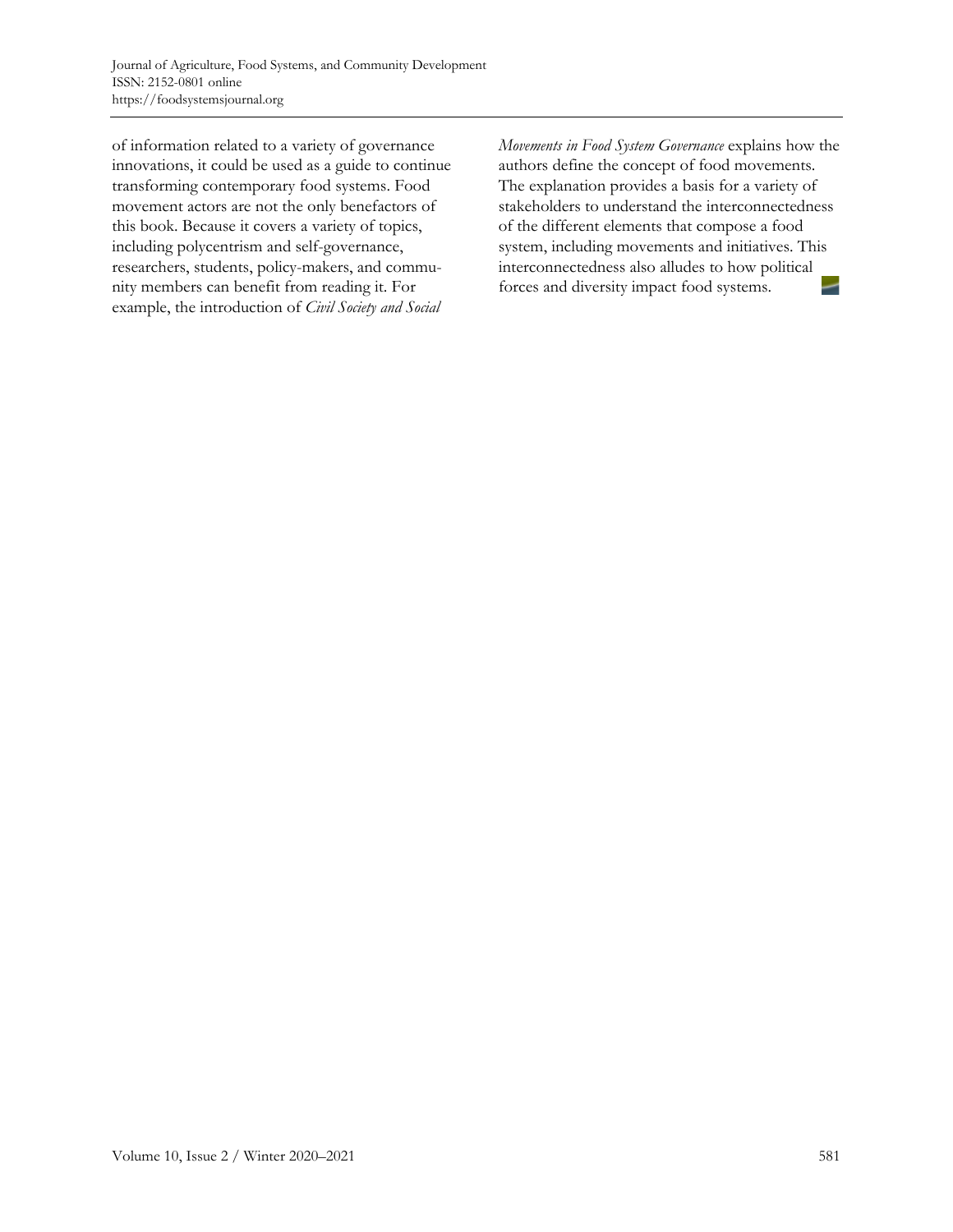of information related to a variety of governance innovations, it could be used as a guide to continue transforming contemporary food systems. Food movement actors are not the only benefactors of this book. Because it covers a variety of topics, including polycentrism and self-governance, researchers, students, policy-makers, and community members can benefit from reading it. For example, the introduction of *Civil Society and Social Movements in Food System Governance* explains how the authors define the concept of food movements. The explanation provides a basis for a variety of stakeholders to understand the interconnectedness of the different elements that compose a food system, including movements and initiatives. This interconnectedness also alludes to how political forces and diversity impact food systems.